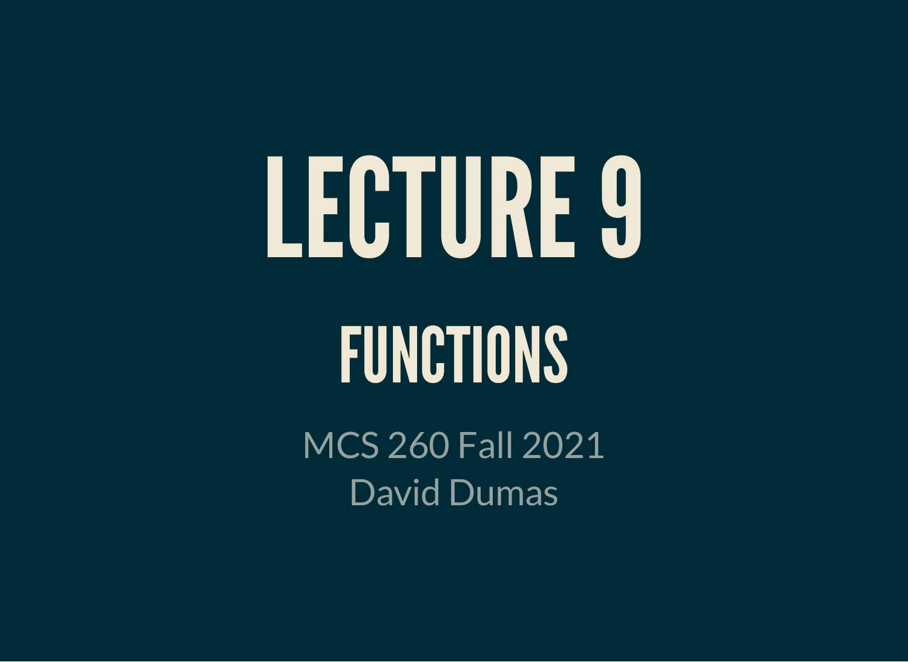# LECTURE 9

## FUNCTIONS

MCS 260 Fall 2021
David Dumas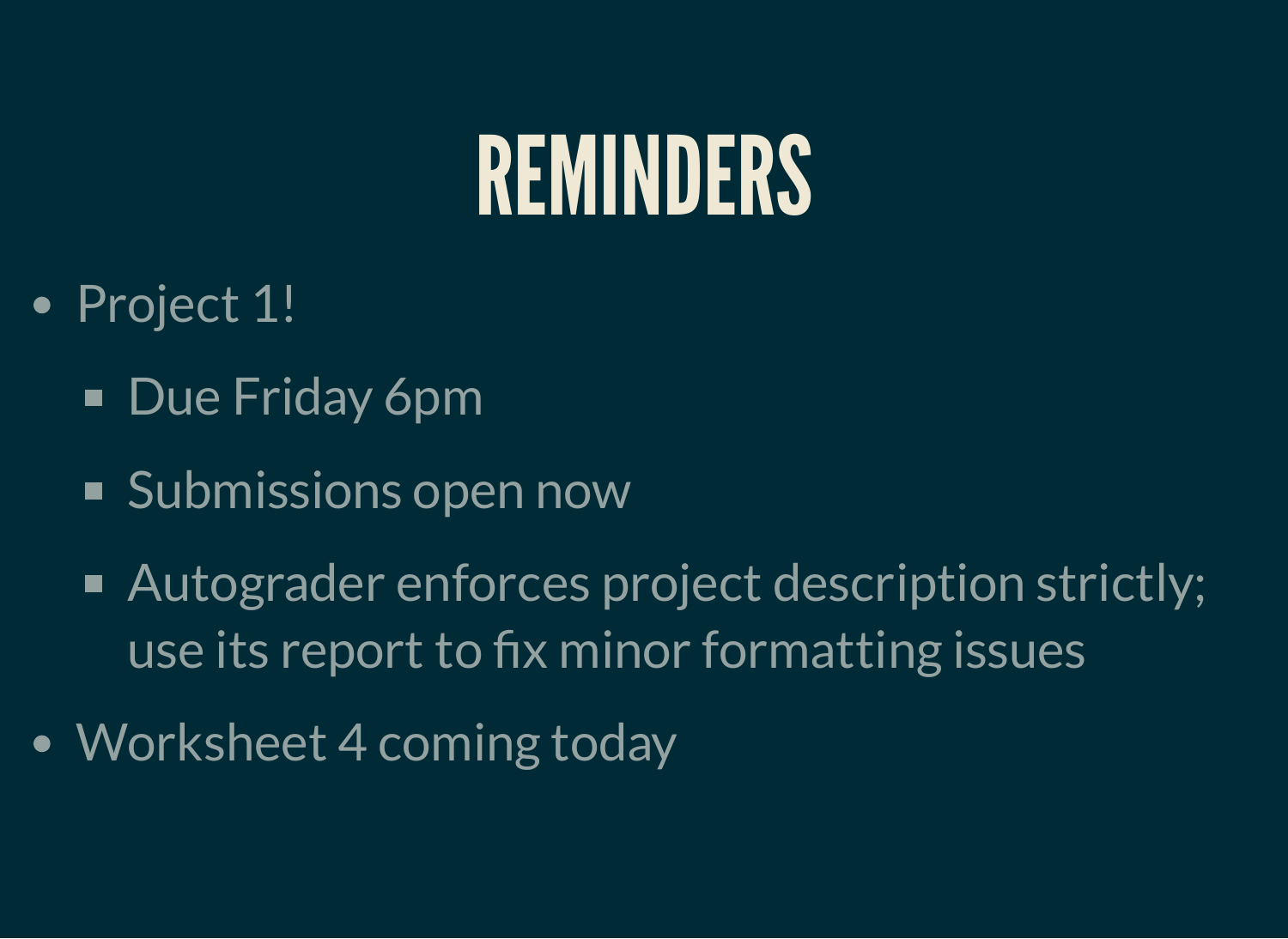# REMINDERS

- Project 1!
  - Due Friday 6pm
  - Submissions open now
  - Autograder enforces project description strictly; use its report to fix minor formatting issues
- Worksheet 4 coming today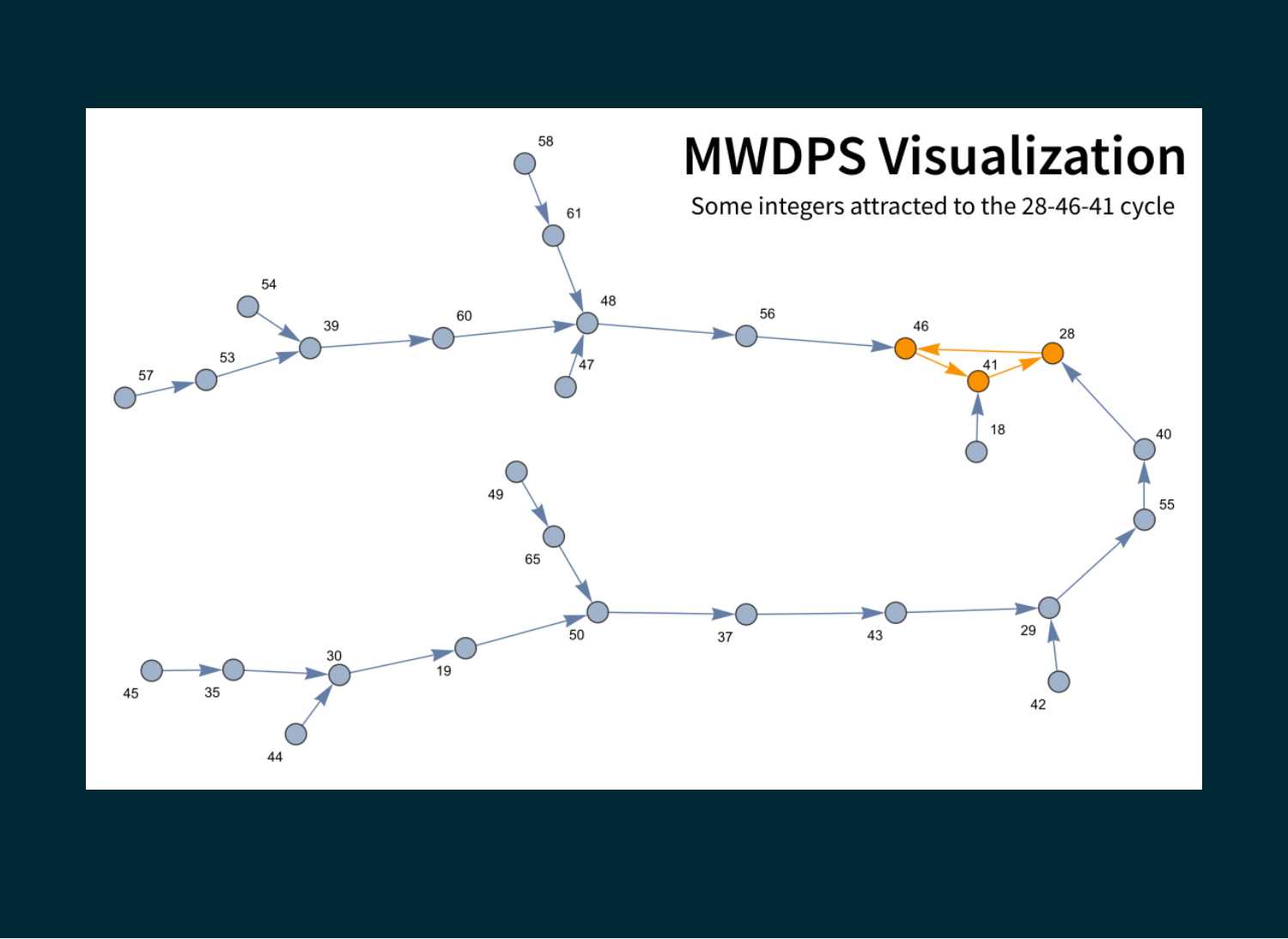# MWDPS Visualization

Some integers attracted to the 28-46-41 cycle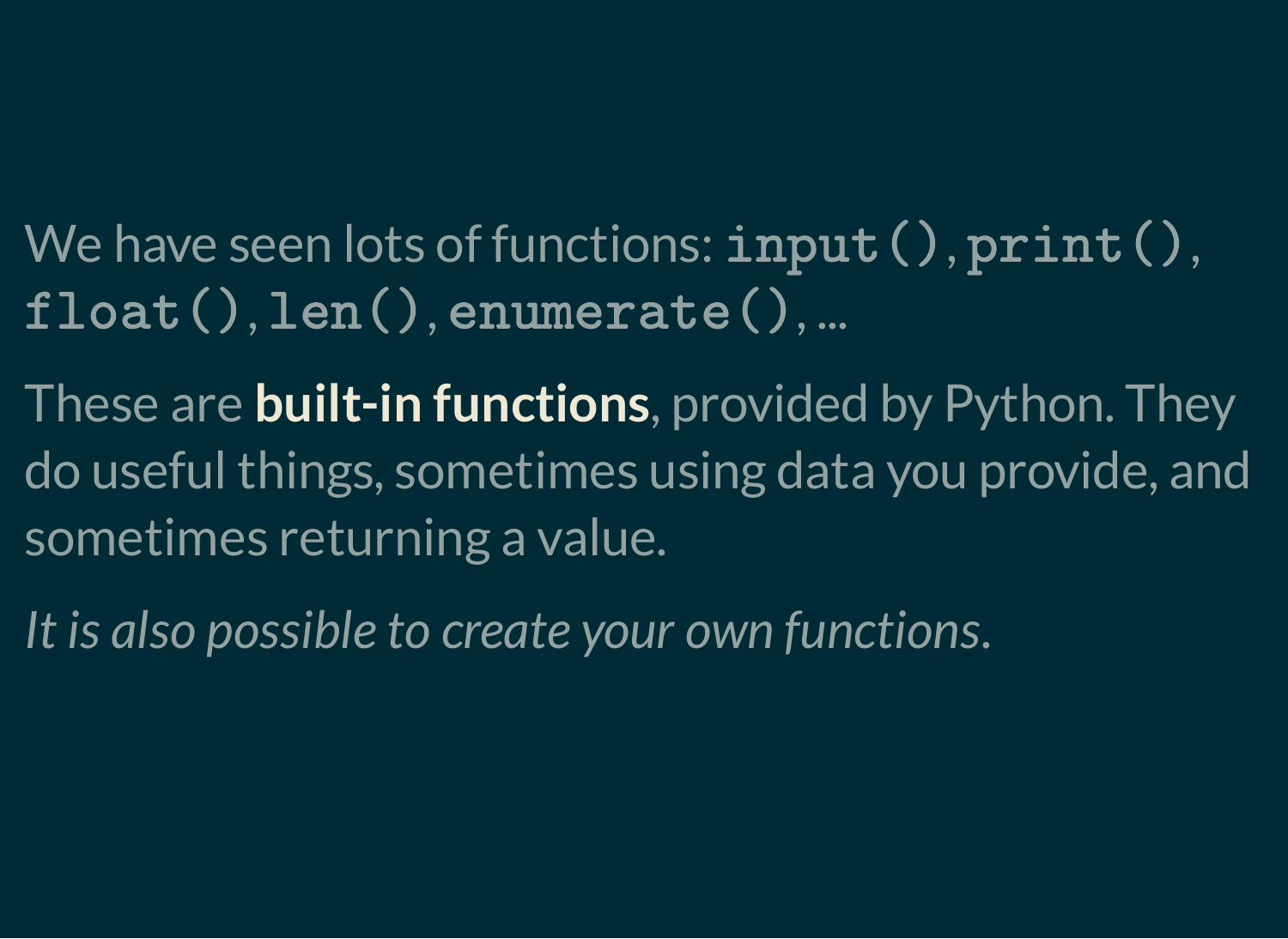We have seen lots of functions: `input()`, `print()`, `float()`, `len()`, `enumerate()`, ...

These are **built-in functions**, provided by Python. They do useful things, sometimes using data you provide, and sometimes returning a value.

*It is also possible to create your own functions.*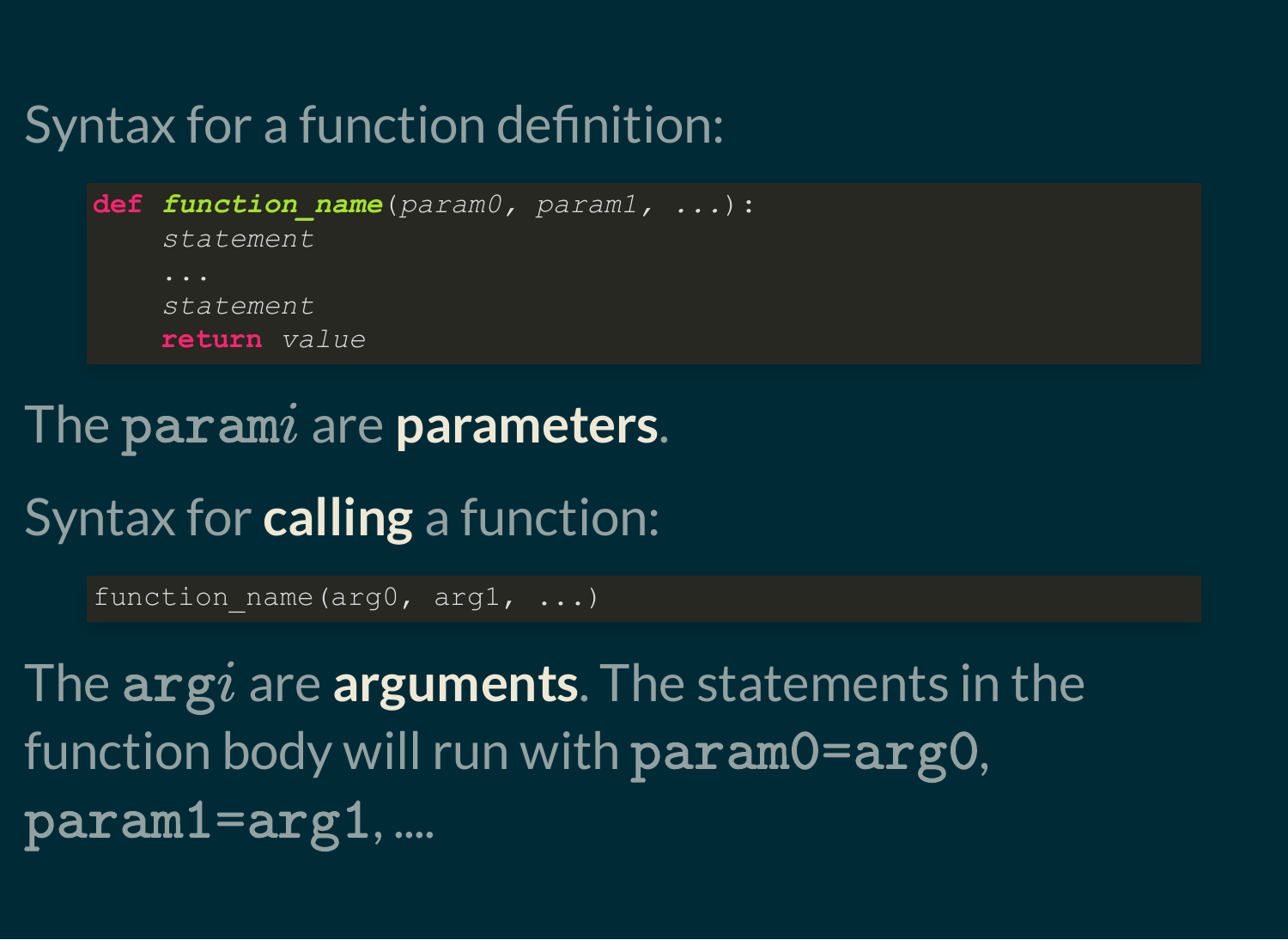Syntax for a function definition:

```
def function_name(param0, param1, ...):
    statement
    ...
    statement
    return value
```

The `param`$i$ are **parameters**.

Syntax for **calling** a function:

```
function_name(arg0, arg1, ...)
```

The `arg`$i$ are **arguments**. The statements in the function body will run with `param0=arg0`, `param1=arg1`, ....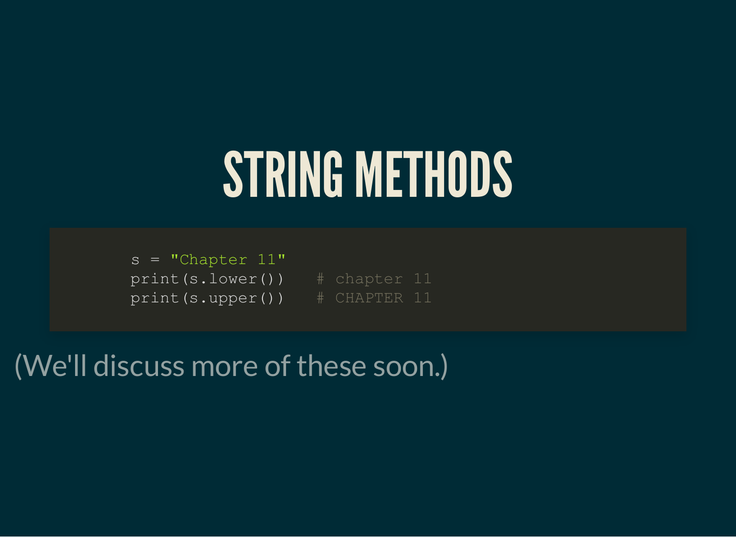# STRING METHODS

```
s = "Chapter 11"
print(s.lower())   # chapter 11
print(s.upper())   # CHAPTER 11
```

(We'll discuss more of these soon.)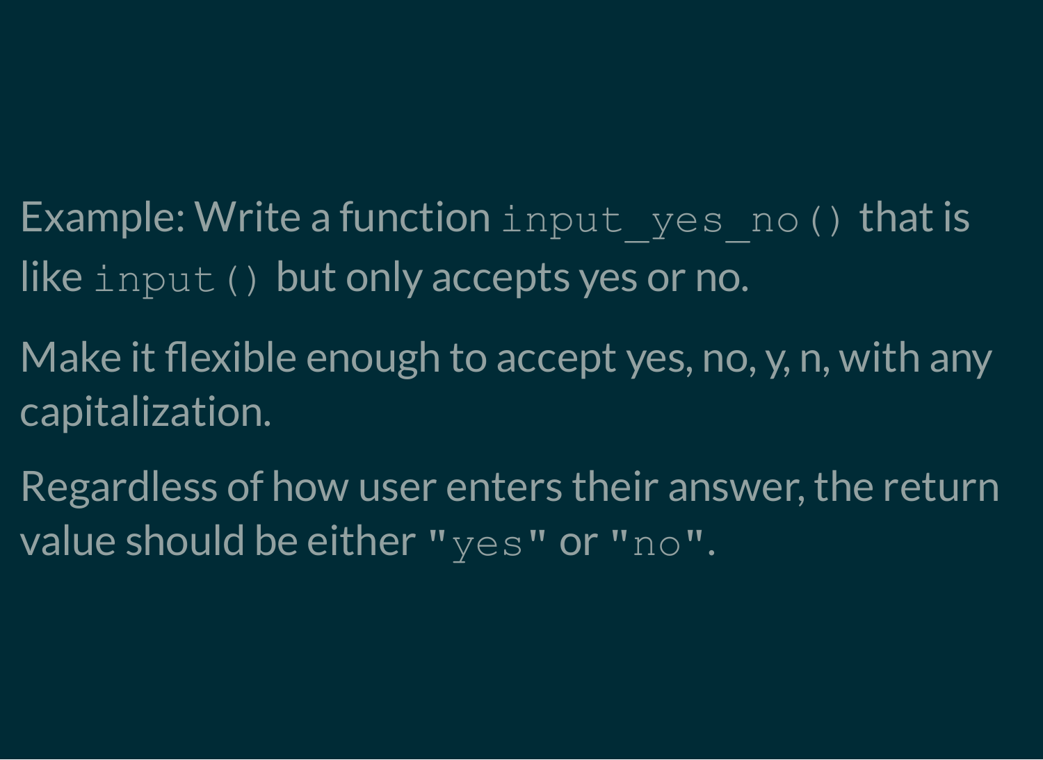Example: Write a function `input_yes_no()` that is like `input()` but only accepts yes or no.

Make it flexible enough to accept yes, no, y, n, with any capitalization.

Regardless of how user enters their answer, the return value should be either `"yes"` or `"no"`.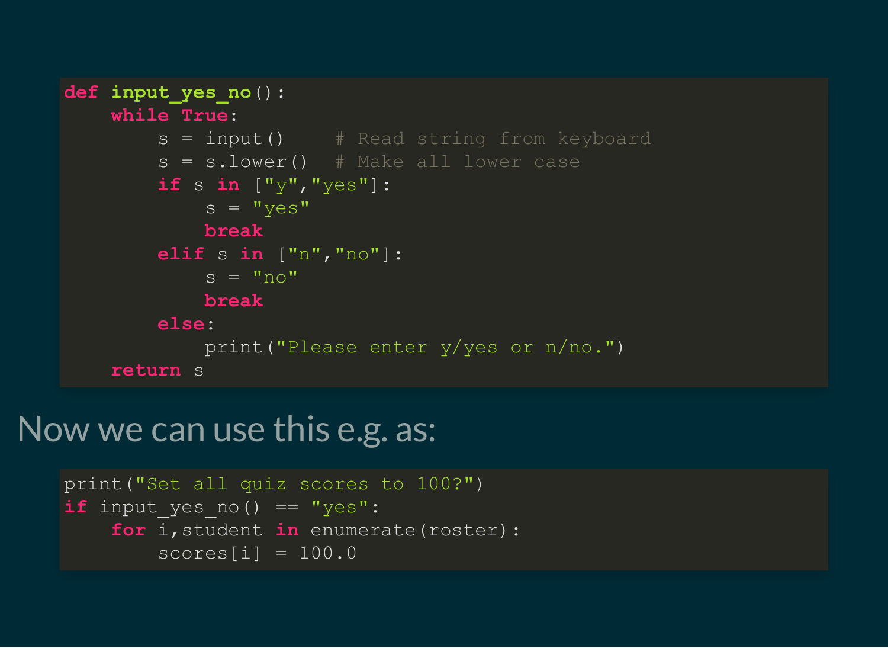```python
def input_yes_no():
    while True:
        s = input()     # Read string from keyboard
        s = s.lower()   # Make all lower case
        if s in ["y","yes"]:
            s = "yes"
            break
        elif s in ["n","no"]:
            s = "no"
            break
        else:
            print("Please enter y/yes or n/no.")
    return s
```

Now we can use this e.g. as:

```python
print("Set all quiz scores to 100?")
if input_yes_no() == "yes":
    for i,student in enumerate(roster):
        scores[i] = 100.0
```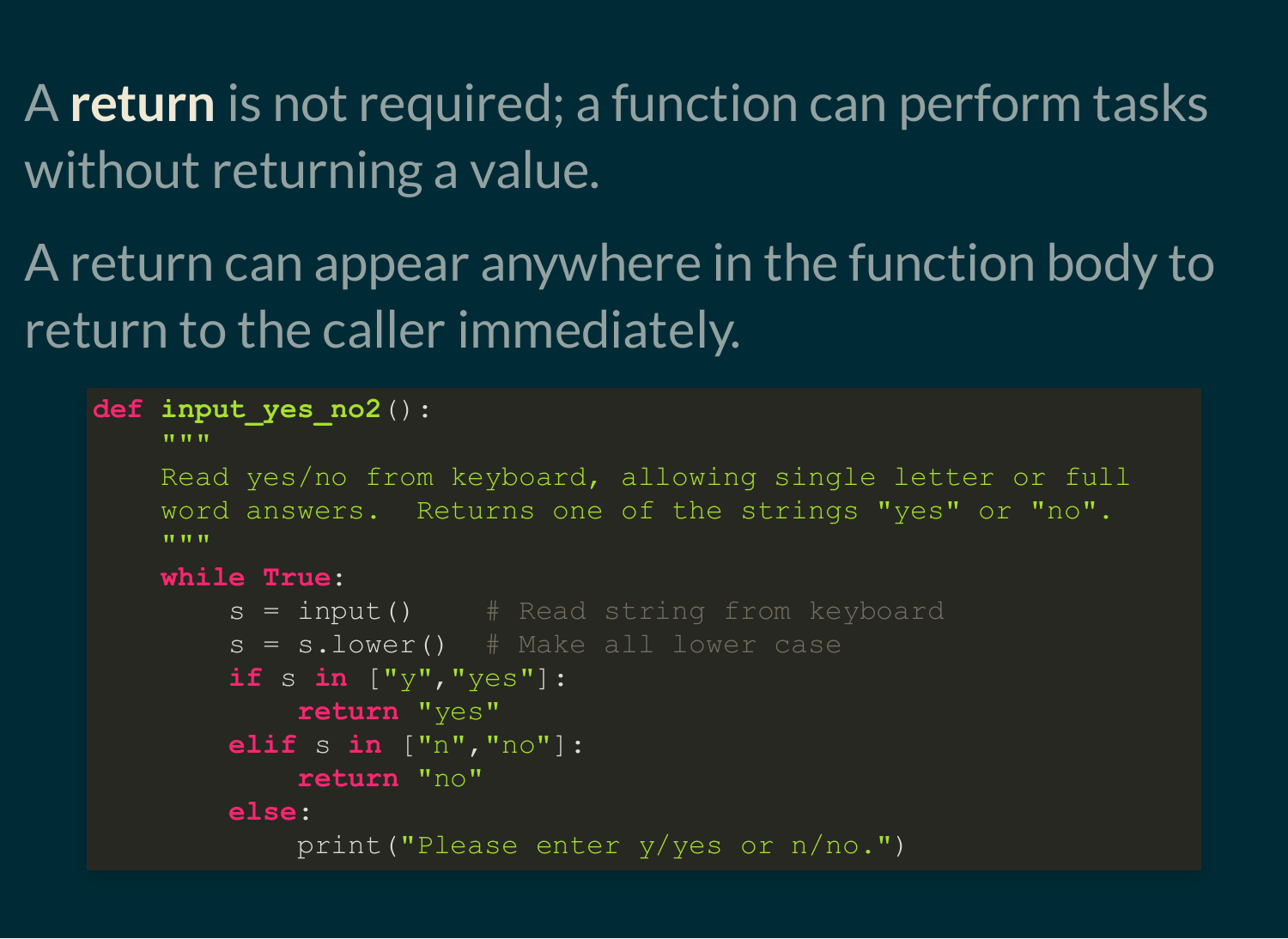A **return** is not required; a function can perform tasks without returning a value.

A return can appear anywhere in the function body to return to the caller immediately.

```
def input_yes_no2():
    """
    Read yes/no from keyboard, allowing single letter or full
    word answers.  Returns one of the strings "yes" or "no".
    """
    while True:
        s = input()     # Read string from keyboard
        s = s.lower()   # Make all lower case
        if s in ["y","yes"]:
            return "yes"
        elif s in ["n","no"]:
            return "no"
        else:
            print("Please enter y/yes or n/no.")
```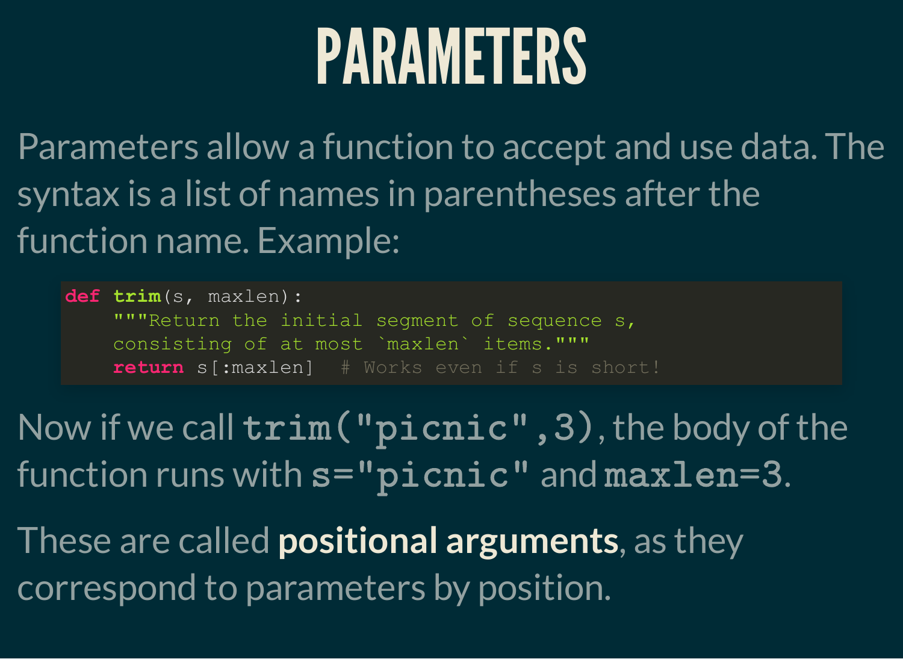# PARAMETERS

Parameters allow a function to accept and use data. The syntax is a list of names in parentheses after the function name. Example:

```
def trim(s, maxlen):
    """Return the initial segment of sequence s,
    consisting of at most `maxlen` items."""
    return s[:maxlen]  # Works even if s is short!
```

Now if we call `trim("picnic",3)`, the body of the function runs with `s="picnic"` and `maxlen=3`.

These are called **positional arguments**, as they correspond to parameters by position.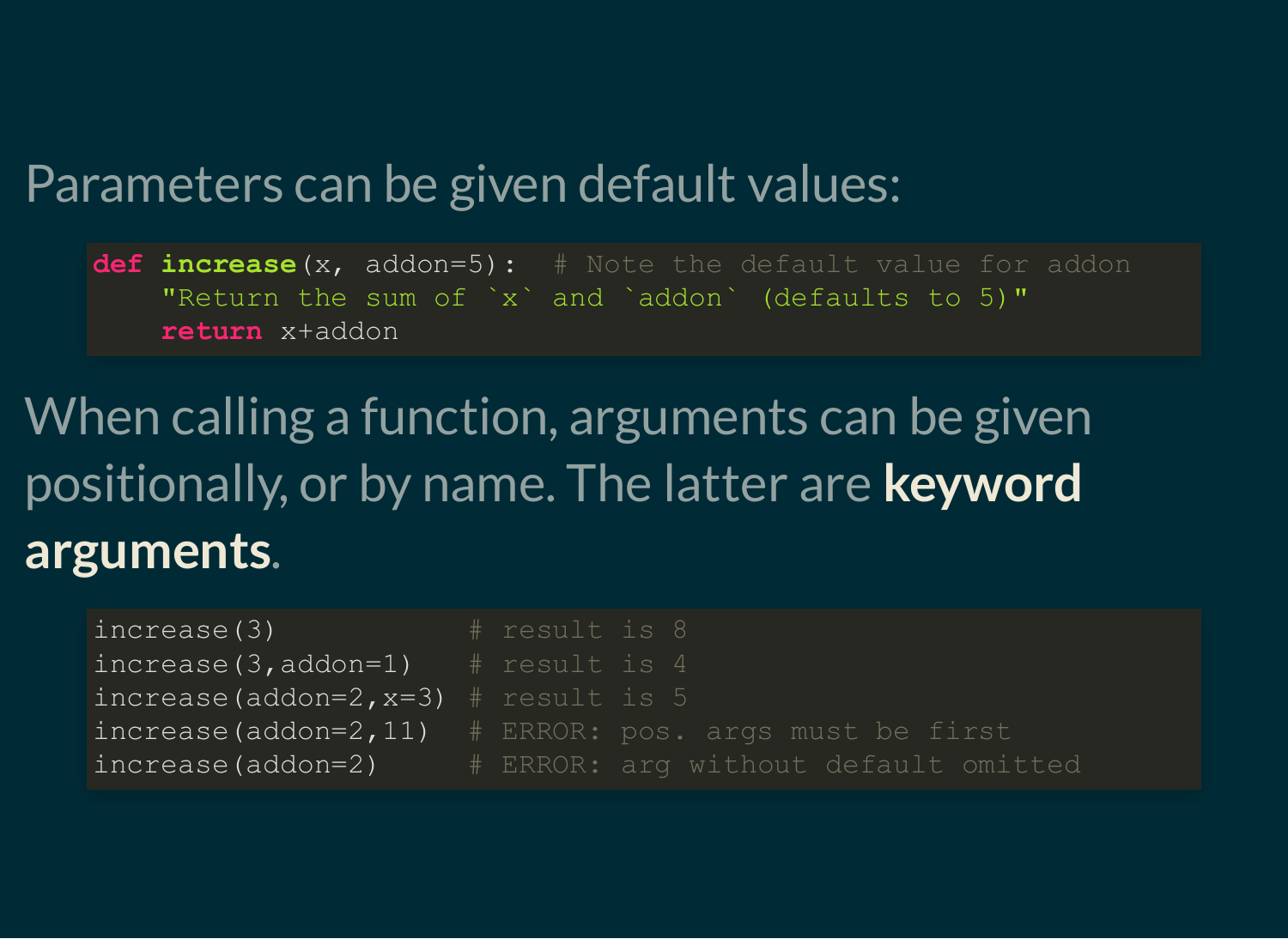Parameters can be given default values:

```
def increase(x, addon=5):  # Note the default value for addon
    "Return the sum of `x` and `addon` (defaults to 5)"
    return x+addon
```

When calling a function, arguments can be given positionally, or by name. The latter are **keyword arguments**.

```
increase(3)             # result is 8
increase(3,addon=1)     # result is 4
increase(addon=2,x=3)   # result is 5
increase(addon=2,11)    # ERROR: pos. args must be first
increase(addon=2)       # ERROR: arg without default omitted
```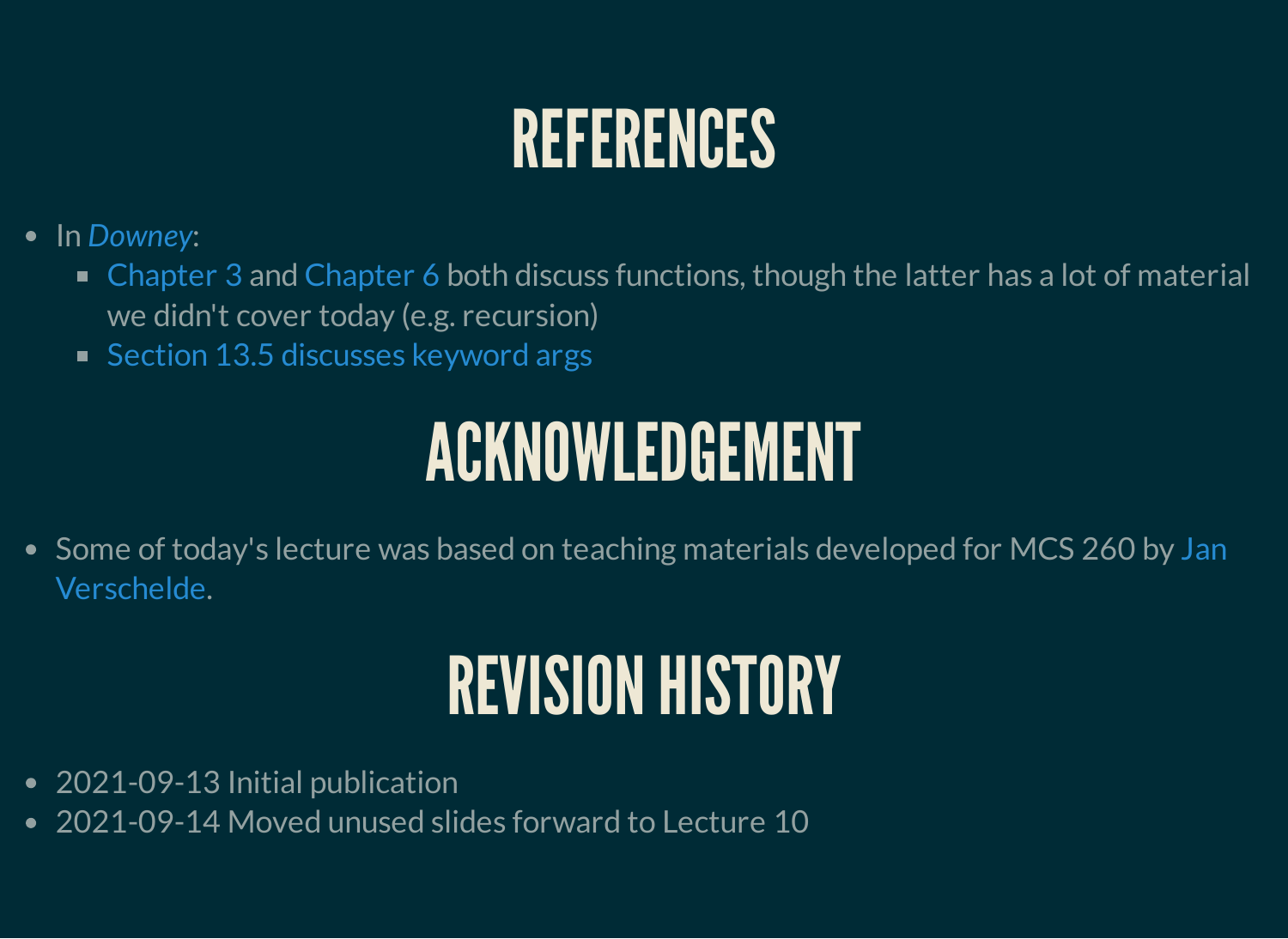# REFERENCES

- In *Downey*:
  - Chapter 3 and Chapter 6 both discuss functions, though the latter has a lot of material we didn't cover today (e.g. recursion)
  - Section 13.5 discusses keyword args

# ACKNOWLEDGEMENT

- Some of today's lecture was based on teaching materials developed for MCS 260 by Jan Verschelde.

# REVISION HISTORY

- 2021-09-13 Initial publication
- 2021-09-14 Moved unused slides forward to Lecture 10